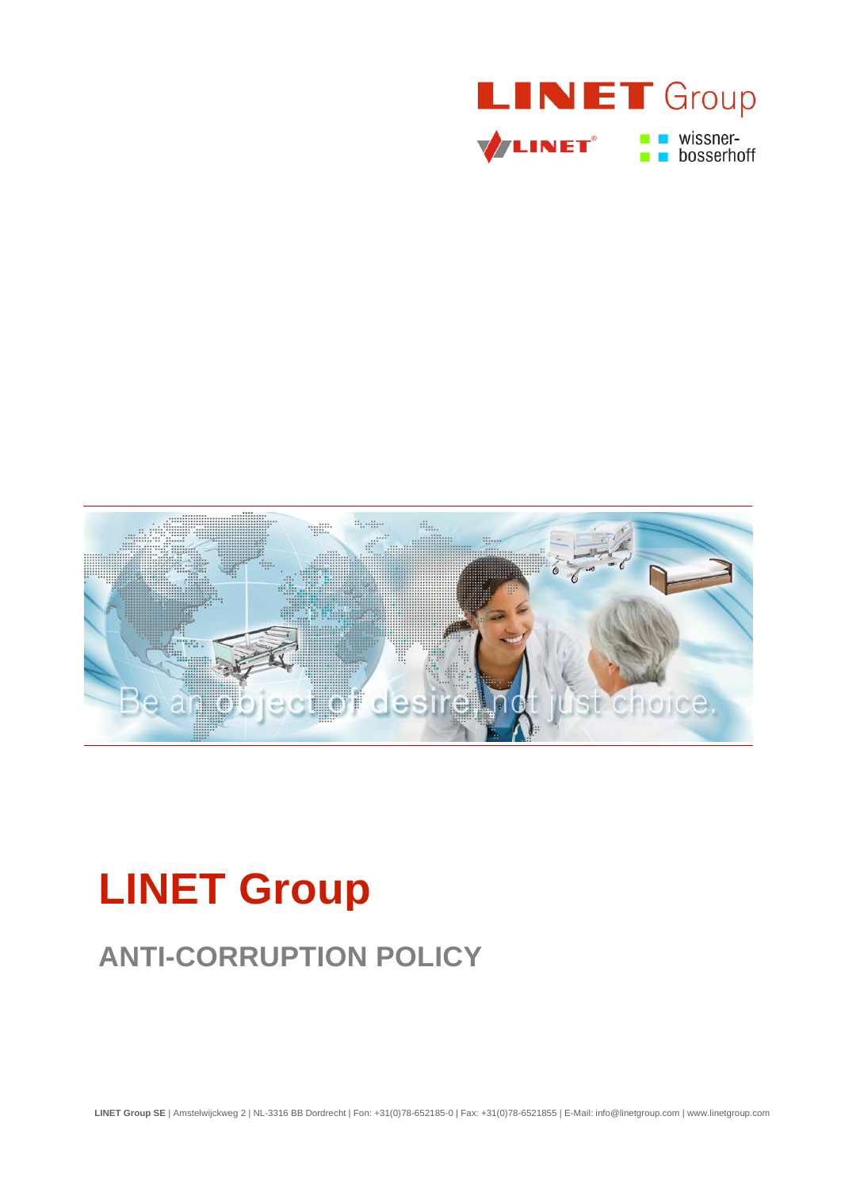# LINET Group

## ANTI-CORRUPTION POLICY

**LINET Group SE** | Amstelwijckweg 2 | NL-3316 BB Dordrecht | Fon: +31(0)78-652185-0 | Fax: +31(0)78-6521855 | E-Mail: info@linetgroup.com | www.linetgroup.com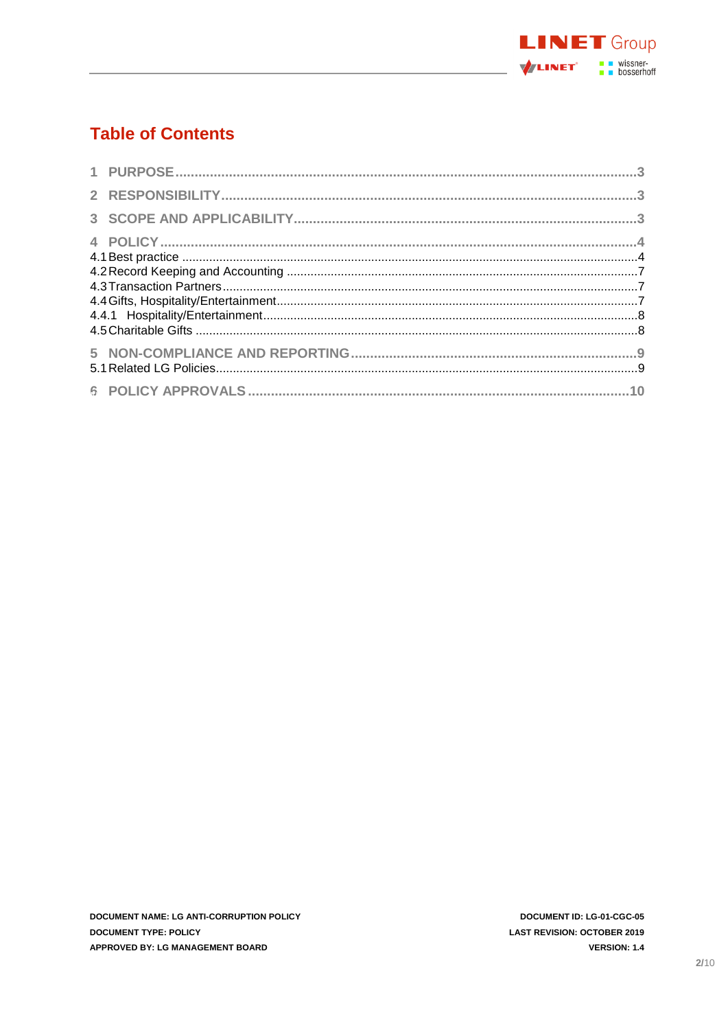## Table of Contents

1 PURPOSE ........................................................................................................................3

2 RESPONSIBILITY ............................................................................................................3

3 SCOPE AND APPLICABILITY .........................................................................................3

4 POLICY ...........................................................................................................................4

4.1 Best practice ......................................................................................................................4

4.2 Record Keeping and Accounting .......................................................................................7

4.3 Transaction Partners ..........................................................................................................7

4.4 Gifts, Hospitality/Entertainment ..........................................................................................7

4.4.1 Hospitality/Entertainment ..............................................................................................8

4.5 Charitable Gifts ..................................................................................................................8

5 NON-COMPLIANCE AND REPORTING ..........................................................................9

5.1 Related LG Policies ............................................................................................................9

6 POLICY APPROVALS ....................................................................................................10

DOCUMENT NAME: LG ANTI-CORRUPTION POLICY
DOCUMENT TYPE: POLICY
APPROVED BY: LG MANAGEMENT BOARD

DOCUMENT ID: LG-01-CGC-05
LAST REVISION: OCTOBER 2019
VERSION: 1.4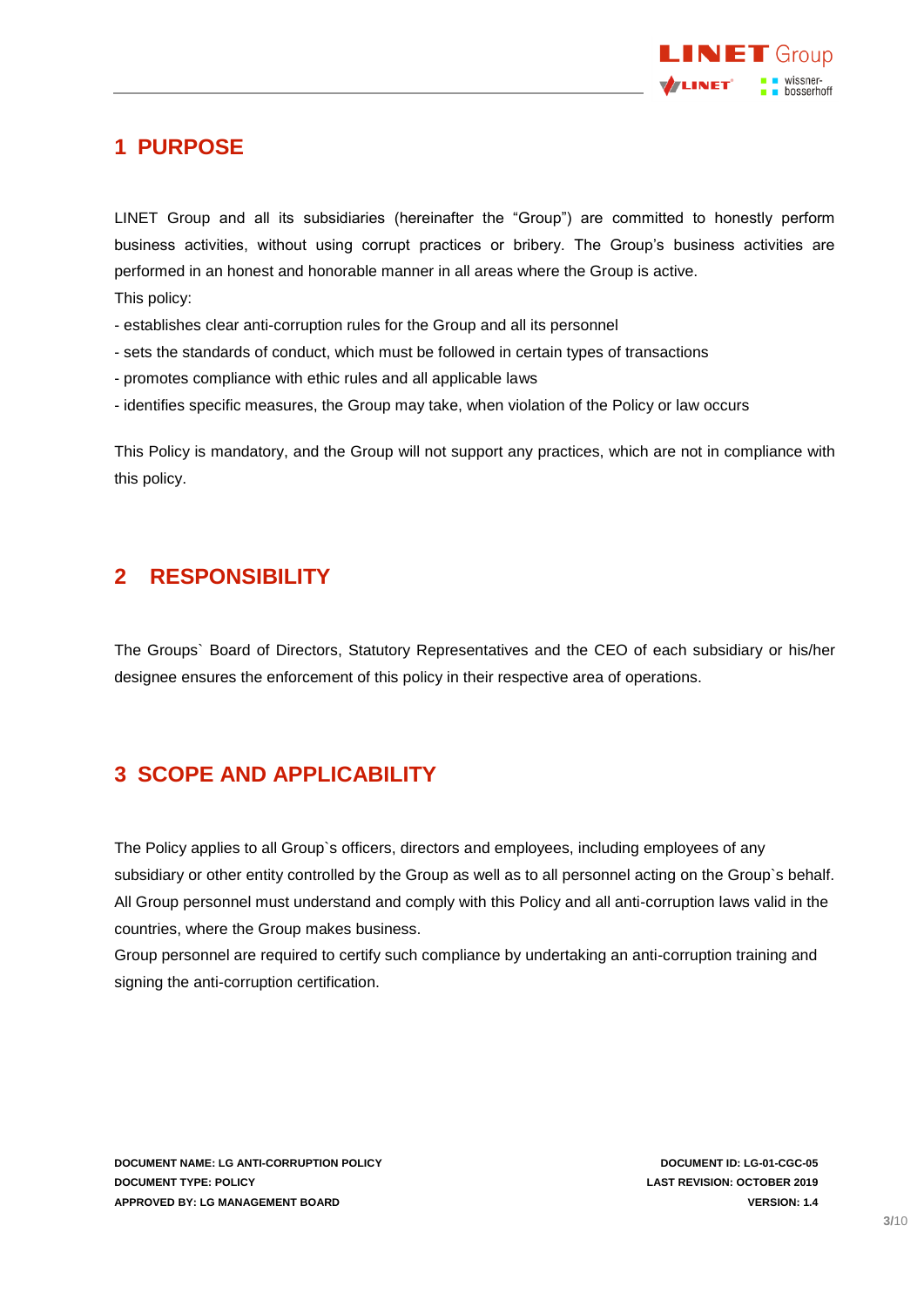# 1 PURPOSE

LINET Group and all its subsidiaries (hereinafter the "Group") are committed to honestly perform business activities, without using corrupt practices or bribery. The Group's business activities are performed in an honest and honorable manner in all areas where the Group is active.

This policy:

- establishes clear anti-corruption rules for the Group and all its personnel
- sets the standards of conduct, which must be followed in certain types of transactions
- promotes compliance with ethic rules and all applicable laws
- identifies specific measures, the Group may take, when violation of the Policy or law occurs

This Policy is mandatory, and the Group will not support any practices, which are not in compliance with this policy.

# 2 RESPONSIBILITY

The Groups` Board of Directors, Statutory Representatives and the CEO of each subsidiary or his/her designee ensures the enforcement of this policy in their respective area of operations.

# 3 SCOPE AND APPLICABILITY

The Policy applies to all Group`s officers, directors and employees, including employees of any subsidiary or other entity controlled by the Group as well as to all personnel acting on the Group`s behalf. All Group personnel must understand and comply with this Policy and all anti-corruption laws valid in the countries, where the Group makes business.

Group personnel are required to certify such compliance by undertaking an anti-corruption training and signing the anti-corruption certification.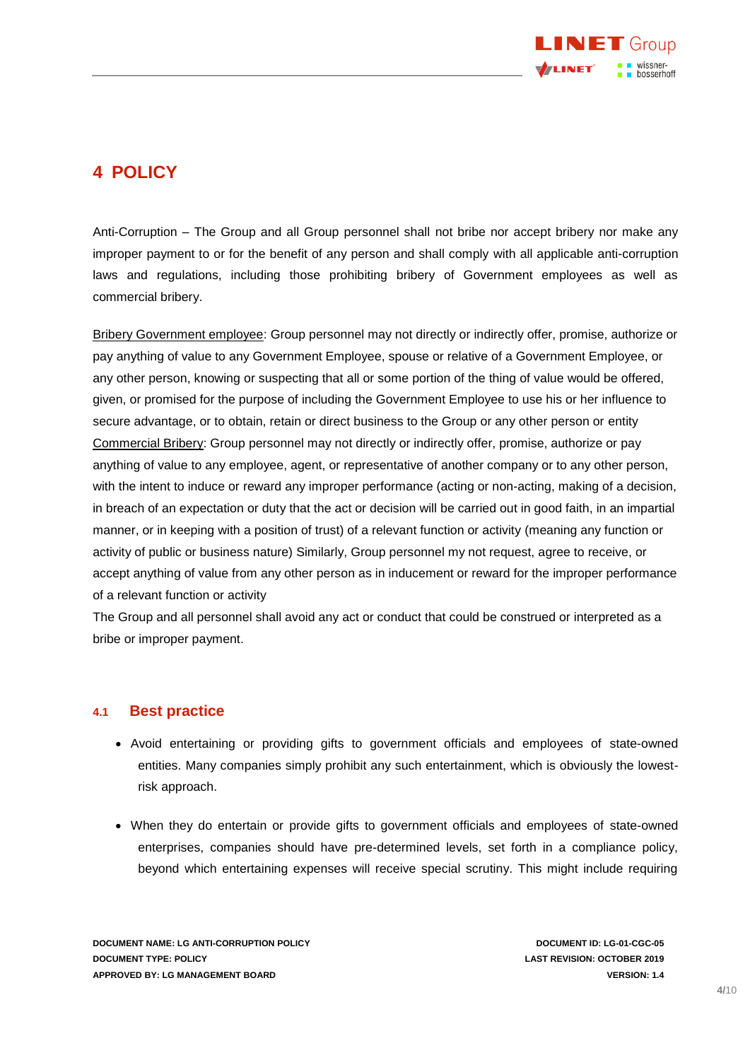# 4 POLICY

Anti-Corruption – The Group and all Group personnel shall not bribe nor accept bribery nor make any improper payment to or for the benefit of any person and shall comply with all applicable anti-corruption laws and regulations, including those prohibiting bribery of Government employees as well as commercial bribery.

Bribery Government employee: Group personnel may not directly or indirectly offer, promise, authorize or pay anything of value to any Government Employee, spouse or relative of a Government Employee, or any other person, knowing or suspecting that all or some portion of the thing of value would be offered, given, or promised for the purpose of including the Government Employee to use his or her influence to secure advantage, or to obtain, retain or direct business to the Group or any other person or entity
Commercial Bribery: Group personnel may not directly or indirectly offer, promise, authorize or pay anything of value to any employee, agent, or representative of another company or to any other person, with the intent to induce or reward any improper performance (acting or non-acting, making of a decision, in breach of an expectation or duty that the act or decision will be carried out in good faith, in an impartial manner, or in keeping with a position of trust) of a relevant function or activity (meaning any function or activity of public or business nature) Similarly, Group personnel my not request, agree to receive, or accept anything of value from any other person as in inducement or reward for the improper performance of a relevant function or activity
The Group and all personnel shall avoid any act or conduct that could be construed or interpreted as a bribe or improper payment.

## 4.1 Best practice

- Avoid entertaining or providing gifts to government officials and employees of state-owned entities. Many companies simply prohibit any such entertainment, which is obviously the lowest-risk approach.

- When they do entertain or provide gifts to government officials and employees of state-owned enterprises, companies should have pre-determined levels, set forth in a compliance policy, beyond which entertaining expenses will receive special scrutiny. This might include requiring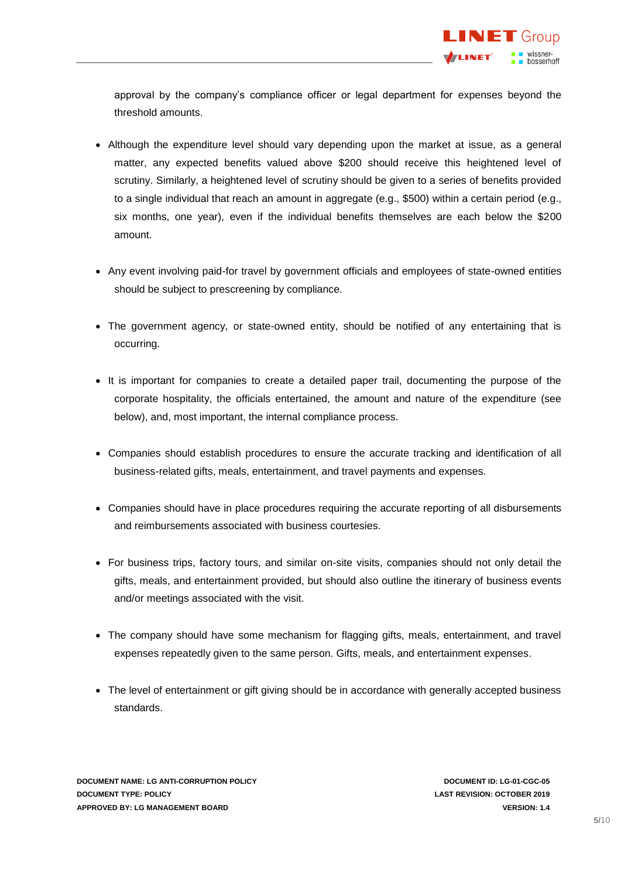approval by the company's compliance officer or legal department for expenses beyond the threshold amounts.

- Although the expenditure level should vary depending upon the market at issue, as a general matter, any expected benefits valued above $200 should receive this heightened level of scrutiny. Similarly, a heightened level of scrutiny should be given to a series of benefits provided to a single individual that reach an amount in aggregate (e.g., $500) within a certain period (e.g., six months, one year), even if the individual benefits themselves are each below the $200 amount.

- Any event involving paid-for travel by government officials and employees of state-owned entities should be subject to prescreening by compliance.

- The government agency, or state-owned entity, should be notified of any entertaining that is occurring.

- It is important for companies to create a detailed paper trail, documenting the purpose of the corporate hospitality, the officials entertained, the amount and nature of the expenditure (see below), and, most important, the internal compliance process.

- Companies should establish procedures to ensure the accurate tracking and identification of all business-related gifts, meals, entertainment, and travel payments and expenses.

- Companies should have in place procedures requiring the accurate reporting of all disbursements and reimbursements associated with business courtesies.

- For business trips, factory tours, and similar on-site visits, companies should not only detail the gifts, meals, and entertainment provided, but should also outline the itinerary of business events and/or meetings associated with the visit.

- The company should have some mechanism for flagging gifts, meals, entertainment, and travel expenses repeatedly given to the same person. Gifts, meals, and entertainment expenses.

- The level of entertainment or gift giving should be in accordance with generally accepted business standards.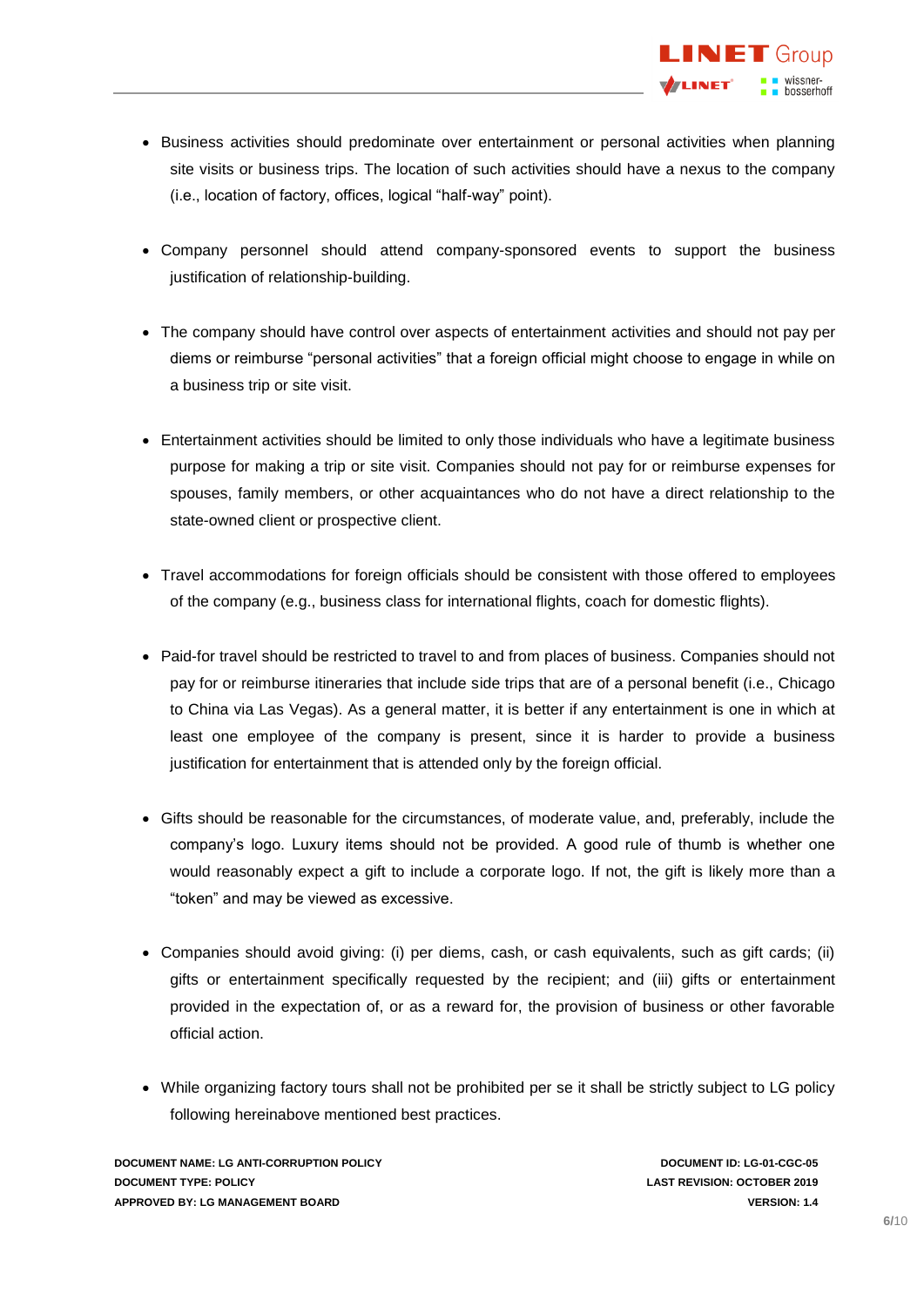- Business activities should predominate over entertainment or personal activities when planning site visits or business trips. The location of such activities should have a nexus to the company (i.e., location of factory, offices, logical "half-way" point).

- Company personnel should attend company-sponsored events to support the business justification of relationship-building.

- The company should have control over aspects of entertainment activities and should not pay per diems or reimburse "personal activities" that a foreign official might choose to engage in while on a business trip or site visit.

- Entertainment activities should be limited to only those individuals who have a legitimate business purpose for making a trip or site visit. Companies should not pay for or reimburse expenses for spouses, family members, or other acquaintances who do not have a direct relationship to the state-owned client or prospective client.

- Travel accommodations for foreign officials should be consistent with those offered to employees of the company (e.g., business class for international flights, coach for domestic flights).

- Paid-for travel should be restricted to travel to and from places of business. Companies should not pay for or reimburse itineraries that include side trips that are of a personal benefit (i.e., Chicago to China via Las Vegas). As a general matter, it is better if any entertainment is one in which at least one employee of the company is present, since it is harder to provide a business justification for entertainment that is attended only by the foreign official.

- Gifts should be reasonable for the circumstances, of moderate value, and, preferably, include the company's logo. Luxury items should not be provided. A good rule of thumb is whether one would reasonably expect a gift to include a corporate logo. If not, the gift is likely more than a "token" and may be viewed as excessive.

- Companies should avoid giving: (i) per diems, cash, or cash equivalents, such as gift cards; (ii) gifts or entertainment specifically requested by the recipient; and (iii) gifts or entertainment provided in the expectation of, or as a reward for, the provision of business or other favorable official action.

- While organizing factory tours shall not be prohibited per se it shall be strictly subject to LG policy following hereinabove mentioned best practices.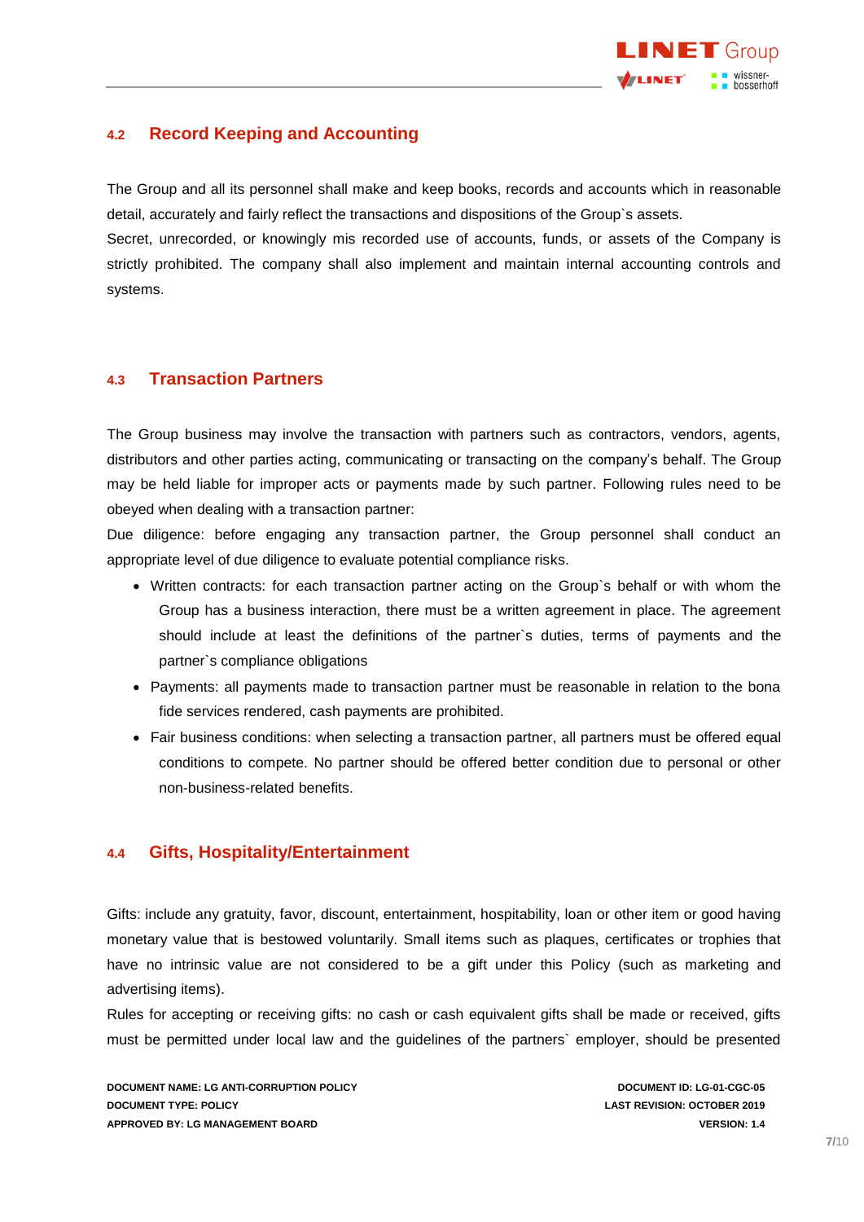## 4.2 Record Keeping and Accounting

The Group and all its personnel shall make and keep books, records and accounts which in reasonable detail, accurately and fairly reflect the transactions and dispositions of the Group`s assets.
Secret, unrecorded, or knowingly mis recorded use of accounts, funds, or assets of the Company is strictly prohibited. The company shall also implement and maintain internal accounting controls and systems.

## 4.3 Transaction Partners

The Group business may involve the transaction with partners such as contractors, vendors, agents, distributors and other parties acting, communicating or transacting on the company's behalf. The Group may be held liable for improper acts or payments made by such partner. Following rules need to be obeyed when dealing with a transaction partner:
Due diligence: before engaging any transaction partner, the Group personnel shall conduct an appropriate level of due diligence to evaluate potential compliance risks.

- Written contracts: for each transaction partner acting on the Group`s behalf or with whom the Group has a business interaction, there must be a written agreement in place. The agreement should include at least the definitions of the partner`s duties, terms of payments and the partner`s compliance obligations
- Payments: all payments made to transaction partner must be reasonable in relation to the bona fide services rendered, cash payments are prohibited.
- Fair business conditions: when selecting a transaction partner, all partners must be offered equal conditions to compete. No partner should be offered better condition due to personal or other non-business-related benefits.

## 4.4 Gifts, Hospitality/Entertainment

Gifts: include any gratuity, favor, discount, entertainment, hospitability, loan or other item or good having monetary value that is bestowed voluntarily. Small items such as plaques, certificates or trophies that have no intrinsic value are not considered to be a gift under this Policy (such as marketing and advertising items).
Rules for accepting or receiving gifts: no cash or cash equivalent gifts shall be made or received, gifts must be permitted under local law and the guidelines of the partners` employer, should be presented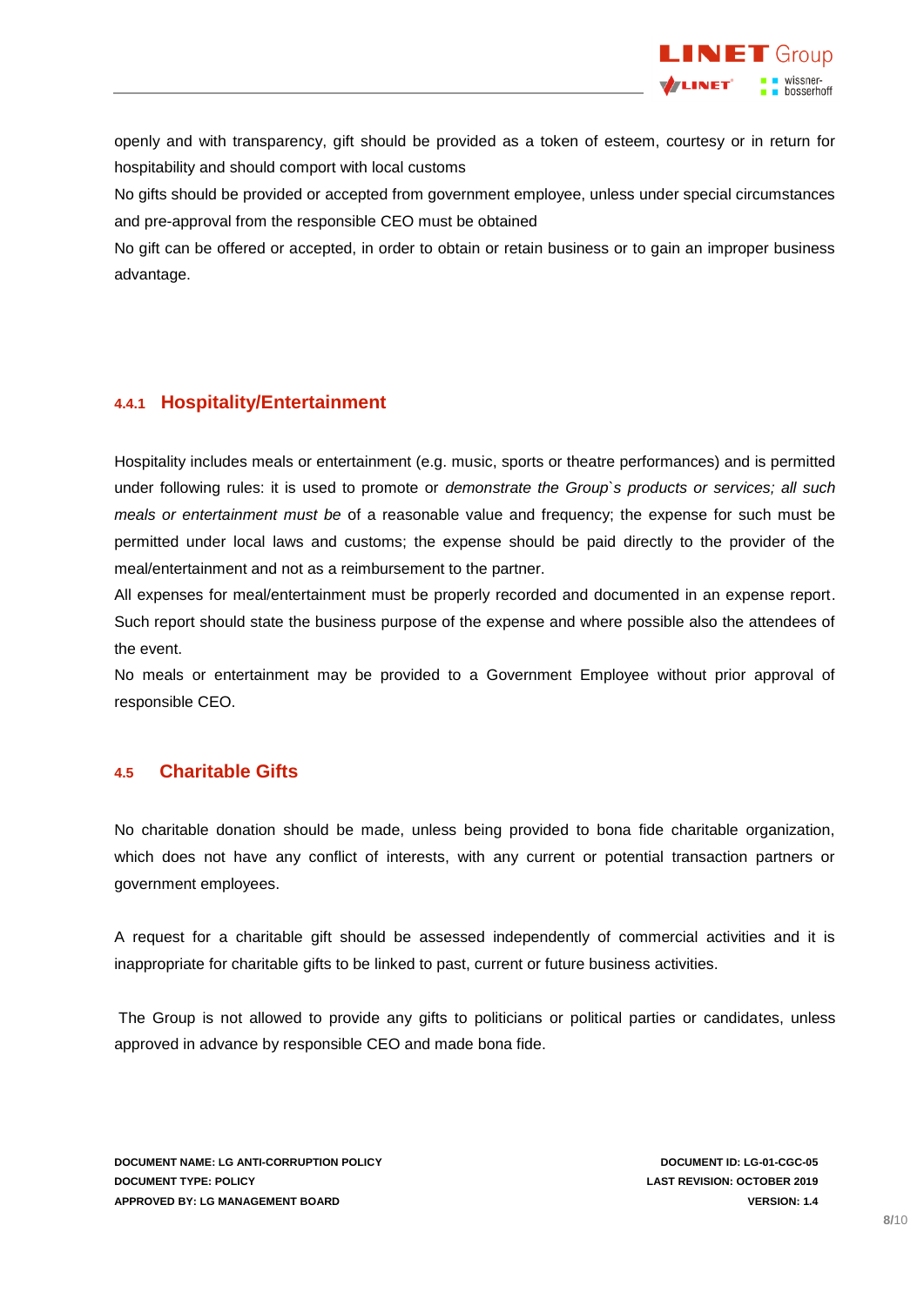openly and with transparency, gift should be provided as a token of esteem, courtesy or in return for hospitability and should comport with local customs

No gifts should be provided or accepted from government employee, unless under special circumstances and pre-approval from the responsible CEO must be obtained

No gift can be offered or accepted, in order to obtain or retain business or to gain an improper business advantage.

#### 4.4.1 Hospitality/Entertainment

Hospitality includes meals or entertainment (e.g. music, sports or theatre performances) and is permitted under following rules: it is used to promote or *demonstrate the Group`s products or services; all such meals or entertainment must be* of a reasonable value and frequency; the expense for such must be permitted under local laws and customs; the expense should be paid directly to the provider of the meal/entertainment and not as a reimbursement to the partner.

All expenses for meal/entertainment must be properly recorded and documented in an expense report. Such report should state the business purpose of the expense and where possible also the attendees of the event.

No meals or entertainment may be provided to a Government Employee without prior approval of responsible CEO.

### 4.5 Charitable Gifts

No charitable donation should be made, unless being provided to bona fide charitable organization, which does not have any conflict of interests, with any current or potential transaction partners or government employees.

A request for a charitable gift should be assessed independently of commercial activities and it is inappropriate for charitable gifts to be linked to past, current or future business activities.

The Group is not allowed to provide any gifts to politicians or political parties or candidates, unless approved in advance by responsible CEO and made bona fide.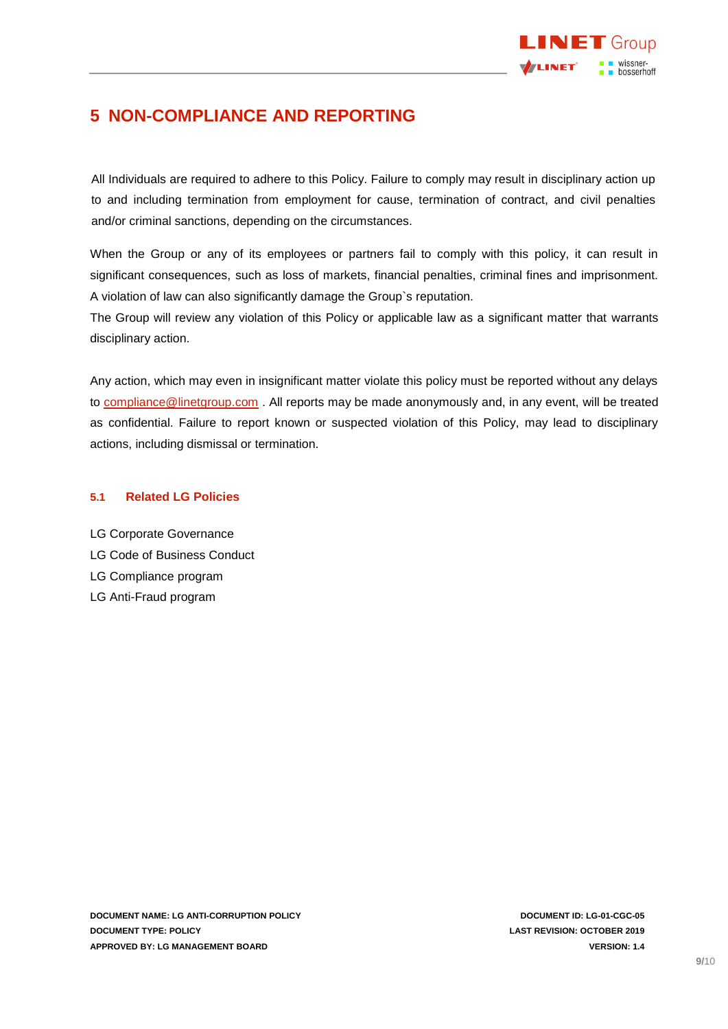# 5 NON-COMPLIANCE AND REPORTING

All Individuals are required to adhere to this Policy. Failure to comply may result in disciplinary action up to and including termination from employment for cause, termination of contract, and civil penalties and/or criminal sanctions, depending on the circumstances.

When the Group or any of its employees or partners fail to comply with this policy, it can result in significant consequences, such as loss of markets, financial penalties, criminal fines and imprisonment. A violation of law can also significantly damage the Group`s reputation.
The Group will review any violation of this Policy or applicable law as a significant matter that warrants disciplinary action.

Any action, which may even in insignificant matter violate this policy must be reported without any delays to compliance@linetgroup.com . All reports may be made anonymously and, in any event, will be treated as confidential. Failure to report known or suspected violation of this Policy, may lead to disciplinary actions, including dismissal or termination.

## 5.1 Related LG Policies

LG Corporate Governance
LG Code of Business Conduct
LG Compliance program
LG Anti-Fraud program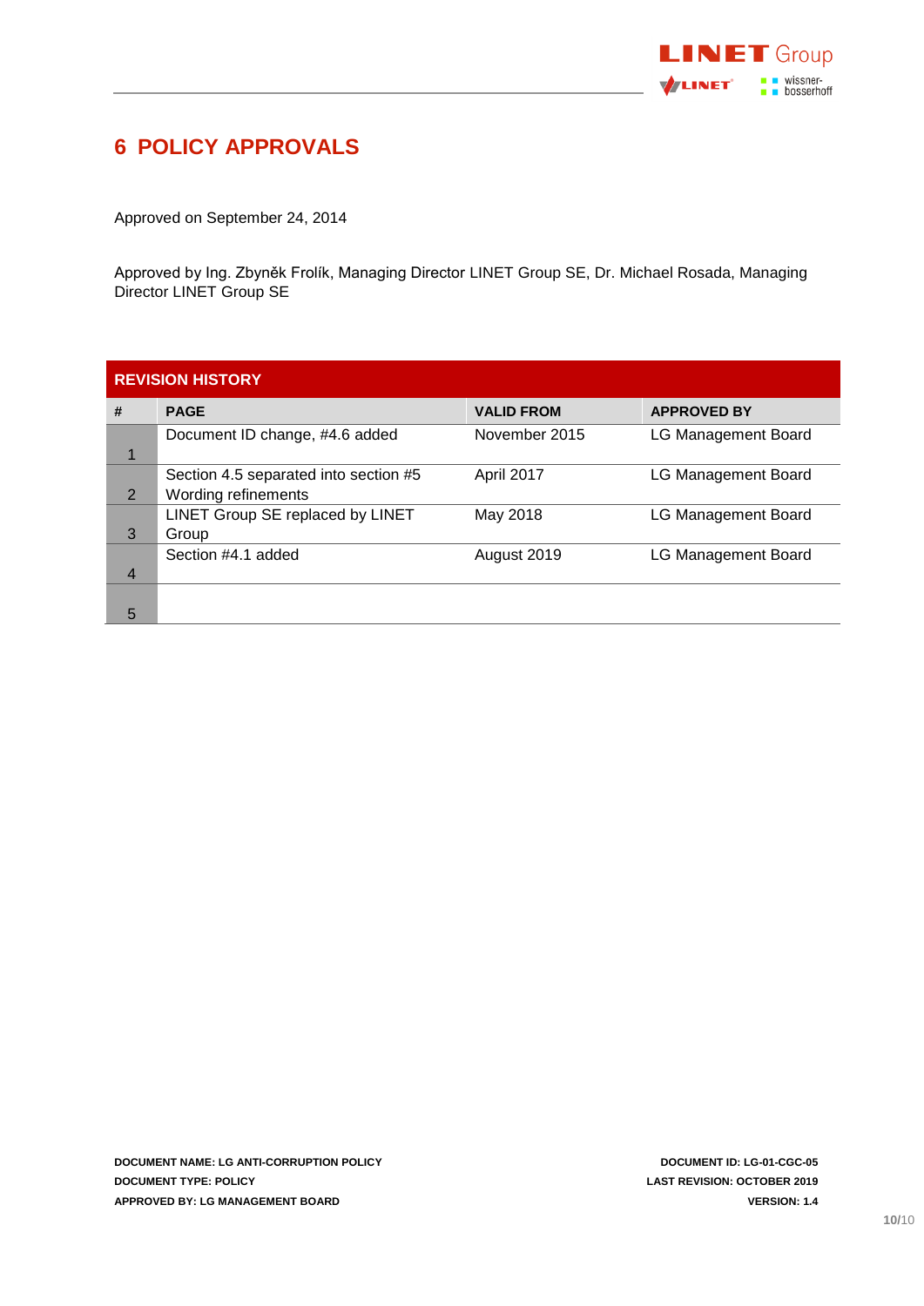# 6 POLICY APPROVALS

Approved on September 24, 2014

Approved by Ing. Zbyněk Frolík, Managing Director LINET Group SE, Dr. Michael Rosada, Managing Director LINET Group SE

**REVISION HISTORY**

| # | PAGE | VALID FROM | APPROVED BY |
|---|---|---|---|
| 1 | Document ID change, #4.6 added | November 2015 | LG Management Board |
| 2 | Section 4.5 separated into section #5 Wording refinements | April 2017 | LG Management Board |
| 3 | LINET Group SE replaced by LINET Group | May 2018 | LG Management Board |
| 4 | Section #4.1 added | August 2019 | LG Management Board |
| 5 | | | |

**DOCUMENT NAME: LG ANTI-CORRUPTION POLICY**
**DOCUMENT TYPE: POLICY**
**APPROVED BY: LG MANAGEMENT BOARD**

**DOCUMENT ID: LG-01-CGC-05**
**LAST REVISION: OCTOBER 2019**
**VERSION: 1.4**